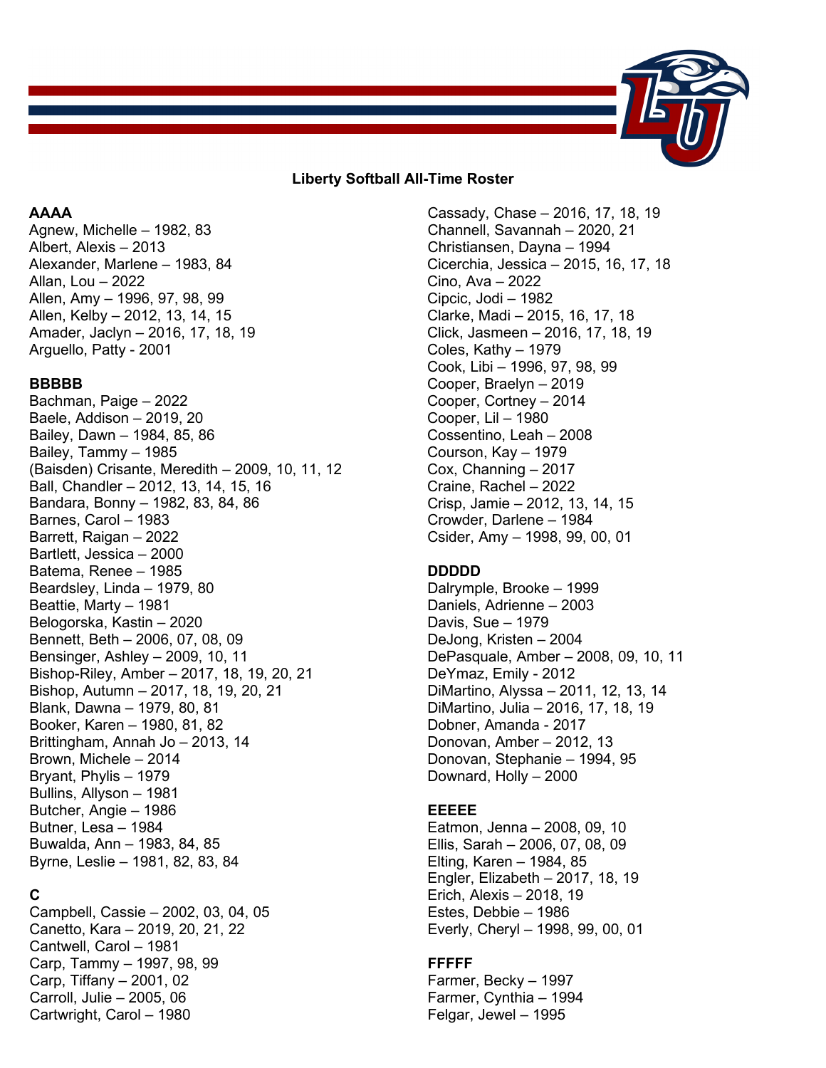## Liberty Softball All-Time Roster

**AAAA**
Agnew, Michelle – 1982, 83
Albert, Alexis – 2013
Alexander, Marlene – 1983, 84
Allan, Lou – 2022
Allen, Amy – 1996, 97, 98, 99
Allen, Kelby – 2012, 13, 14, 15
Amader, Jaclyn – 2016, 17, 18, 19
Arguello, Patty - 2001

**BBBBB**
Bachman, Paige – 2022
Baele, Addison – 2019, 20
Bailey, Dawn – 1984, 85, 86
Bailey, Tammy – 1985
(Baisden) Crisante, Meredith – 2009, 10, 11, 12
Ball, Chandler – 2012, 13, 14, 15, 16
Bandara, Bonny – 1982, 83, 84, 86
Barnes, Carol – 1983
Barrett, Raigan – 2022
Bartlett, Jessica – 2000
Batema, Renee – 1985
Beardsley, Linda – 1979, 80
Beattie, Marty – 1981
Belogorska, Kastin – 2020
Bennett, Beth – 2006, 07, 08, 09
Bensinger, Ashley – 2009, 10, 11
Bishop-Riley, Amber – 2017, 18, 19, 20, 21
Bishop, Autumn – 2017, 18, 19, 20, 21
Blank, Dawna – 1979, 80, 81
Booker, Karen – 1980, 81, 82
Brittingham, Annah Jo – 2013, 14
Brown, Michele – 2014
Bryant, Phylis – 1979
Bullins, Allyson – 1981
Butcher, Angie – 1986
Butner, Lesa – 1984
Buwalda, Ann – 1983, 84, 85
Byrne, Leslie – 1981, 82, 83, 84

**C**
Campbell, Cassie – 2002, 03, 04, 05
Canetto, Kara – 2019, 20, 21, 22
Cantwell, Carol – 1981
Carp, Tammy – 1997, 98, 99
Carp, Tiffany – 2001, 02
Carroll, Julie – 2005, 06
Cartwright, Carol – 1980
Cassady, Chase – 2016, 17, 18, 19
Channell, Savannah – 2020, 21
Christiansen, Dayna – 1994
Cicerchia, Jessica – 2015, 16, 17, 18
Cino, Ava – 2022
Cipcic, Jodi – 1982
Clarke, Madi – 2015, 16, 17, 18
Click, Jasmeen – 2016, 17, 18, 19
Coles, Kathy – 1979
Cook, Libi – 1996, 97, 98, 99
Cooper, Braelyn – 2019
Cooper, Cortney – 2014
Cooper, Lil – 1980
Cossentino, Leah – 2008
Courson, Kay – 1979
Cox, Channing – 2017
Craine, Rachel – 2022
Crisp, Jamie – 2012, 13, 14, 15
Crowder, Darlene – 1984
Csider, Amy – 1998, 99, 00, 01

**DDDDD**
Dalrymple, Brooke – 1999
Daniels, Adrienne – 2003
Davis, Sue – 1979
DeJong, Kristen – 2004
DePasquale, Amber – 2008, 09, 10, 11
DeYmaz, Emily - 2012
DiMartino, Alyssa – 2011, 12, 13, 14
DiMartino, Julia – 2016, 17, 18, 19
Dobner, Amanda - 2017
Donovan, Amber – 2012, 13
Donovan, Stephanie – 1994, 95
Downard, Holly – 2000

**EEEEE**
Eatmon, Jenna – 2008, 09, 10
Ellis, Sarah – 2006, 07, 08, 09
Elting, Karen – 1984, 85
Engler, Elizabeth – 2017, 18, 19
Erich, Alexis – 2018, 19
Estes, Debbie – 1986
Everly, Cheryl – 1998, 99, 00, 01

**FFFFF**
Farmer, Becky – 1997
Farmer, Cynthia – 1994
Felgar, Jewel – 1995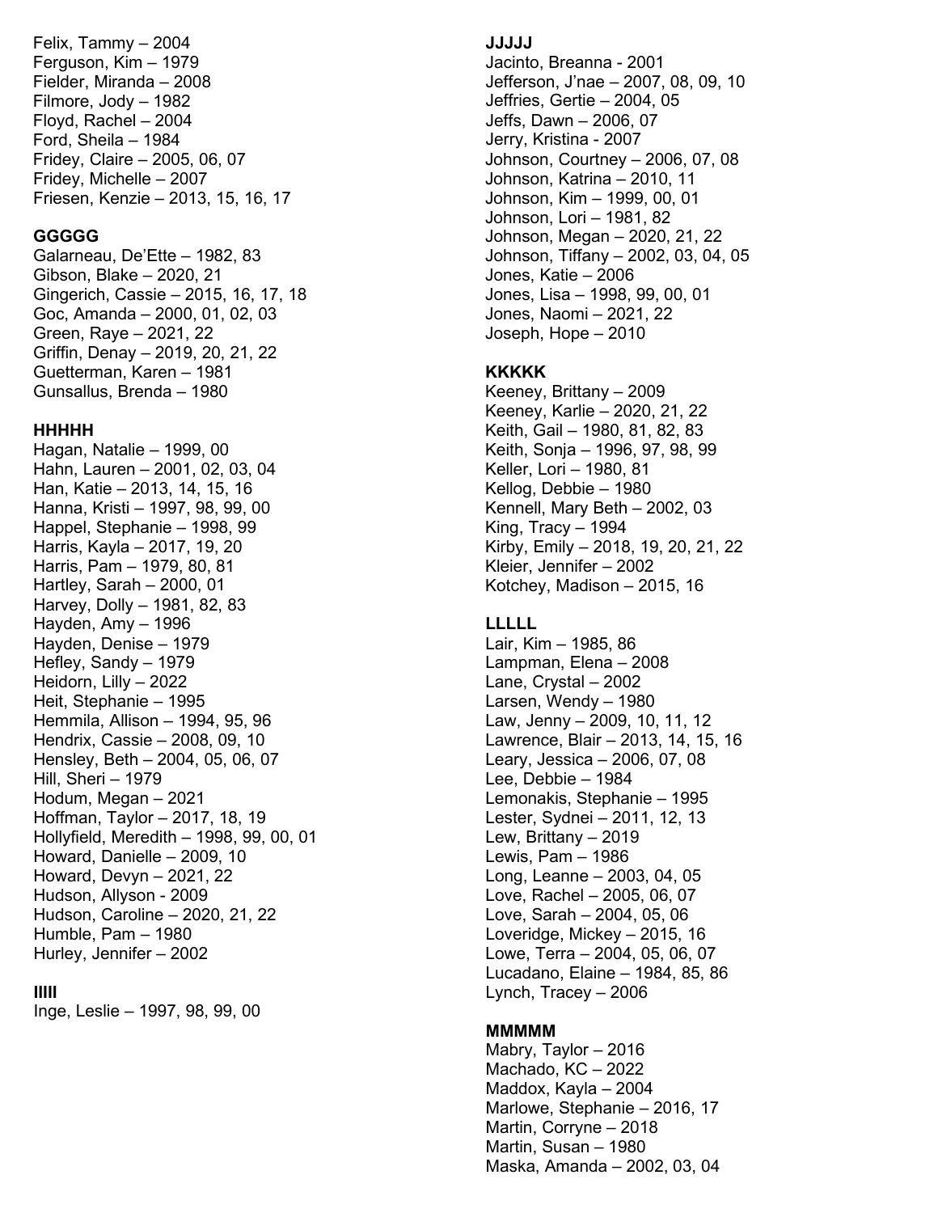Felix, Tammy – 2004
Ferguson, Kim – 1979
Fielder, Miranda – 2008
Filmore, Jody – 1982
Floyd, Rachel – 2004
Ford, Sheila – 1984
Fridey, Claire – 2005, 06, 07
Fridey, Michelle – 2007
Friesen, Kenzie – 2013, 15, 16, 17

**GGGGG**
Galarneau, De'Ette – 1982, 83
Gibson, Blake – 2020, 21
Gingerich, Cassie – 2015, 16, 17, 18
Goc, Amanda – 2000, 01, 02, 03
Green, Raye – 2021, 22
Griffin, Denay – 2019, 20, 21, 22
Guetterman, Karen – 1981
Gunsallus, Brenda – 1980

**HHHHH**
Hagan, Natalie – 1999, 00
Hahn, Lauren – 2001, 02, 03, 04
Han, Katie – 2013, 14, 15, 16
Hanna, Kristi – 1997, 98, 99, 00
Happel, Stephanie – 1998, 99
Harris, Kayla – 2017, 19, 20
Harris, Pam – 1979, 80, 81
Hartley, Sarah – 2000, 01
Harvey, Dolly – 1981, 82, 83
Hayden, Amy – 1996
Hayden, Denise – 1979
Hefley, Sandy – 1979
Heidorn, Lilly – 2022
Heit, Stephanie – 1995
Hemmila, Allison – 1994, 95, 96
Hendrix, Cassie – 2008, 09, 10
Hensley, Beth – 2004, 05, 06, 07
Hill, Sheri – 1979
Hodum, Megan – 2021
Hoffman, Taylor – 2017, 18, 19
Hollyfield, Meredith – 1998, 99, 00, 01
Howard, Danielle – 2009, 10
Howard, Devyn – 2021, 22
Hudson, Allyson - 2009
Hudson, Caroline – 2020, 21, 22
Humble, Pam – 1980
Hurley, Jennifer – 2002

**IIIII**
Inge, Leslie – 1997, 98, 99, 00

**JJJJJ**
Jacinto, Breanna - 2001
Jefferson, J'nae – 2007, 08, 09, 10
Jeffries, Gertie – 2004, 05
Jeffs, Dawn – 2006, 07
Jerry, Kristina - 2007
Johnson, Courtney – 2006, 07, 08
Johnson, Katrina – 2010, 11
Johnson, Kim – 1999, 00, 01
Johnson, Lori – 1981, 82
Johnson, Megan – 2020, 21, 22
Johnson, Tiffany – 2002, 03, 04, 05
Jones, Katie – 2006
Jones, Lisa – 1998, 99, 00, 01
Jones, Naomi – 2021, 22
Joseph, Hope – 2010

**KKKKK**
Keeney, Brittany – 2009
Keeney, Karlie – 2020, 21, 22
Keith, Gail – 1980, 81, 82, 83
Keith, Sonja – 1996, 97, 98, 99
Keller, Lori – 1980, 81
Kellog, Debbie – 1980
Kennell, Mary Beth – 2002, 03
King, Tracy – 1994
Kirby, Emily – 2018, 19, 20, 21, 22
Kleier, Jennifer – 2002
Kotchey, Madison – 2015, 16

**LLLLL**
Lair, Kim – 1985, 86
Lampman, Elena – 2008
Lane, Crystal – 2002
Larsen, Wendy – 1980
Law, Jenny – 2009, 10, 11, 12
Lawrence, Blair – 2013, 14, 15, 16
Leary, Jessica – 2006, 07, 08
Lee, Debbie – 1984
Lemonakis, Stephanie – 1995
Lester, Sydnei – 2011, 12, 13
Lew, Brittany – 2019
Lewis, Pam – 1986
Long, Leanne – 2003, 04, 05
Love, Rachel – 2005, 06, 07
Love, Sarah – 2004, 05, 06
Loveridge, Mickey – 2015, 16
Lowe, Terra – 2004, 05, 06, 07
Lucadano, Elaine – 1984, 85, 86
Lynch, Tracey – 2006

**MMMMM**
Mabry, Taylor – 2016
Machado, KC – 2022
Maddox, Kayla – 2004
Marlowe, Stephanie – 2016, 17
Martin, Corryne – 2018
Martin, Susan – 1980
Maska, Amanda – 2002, 03, 04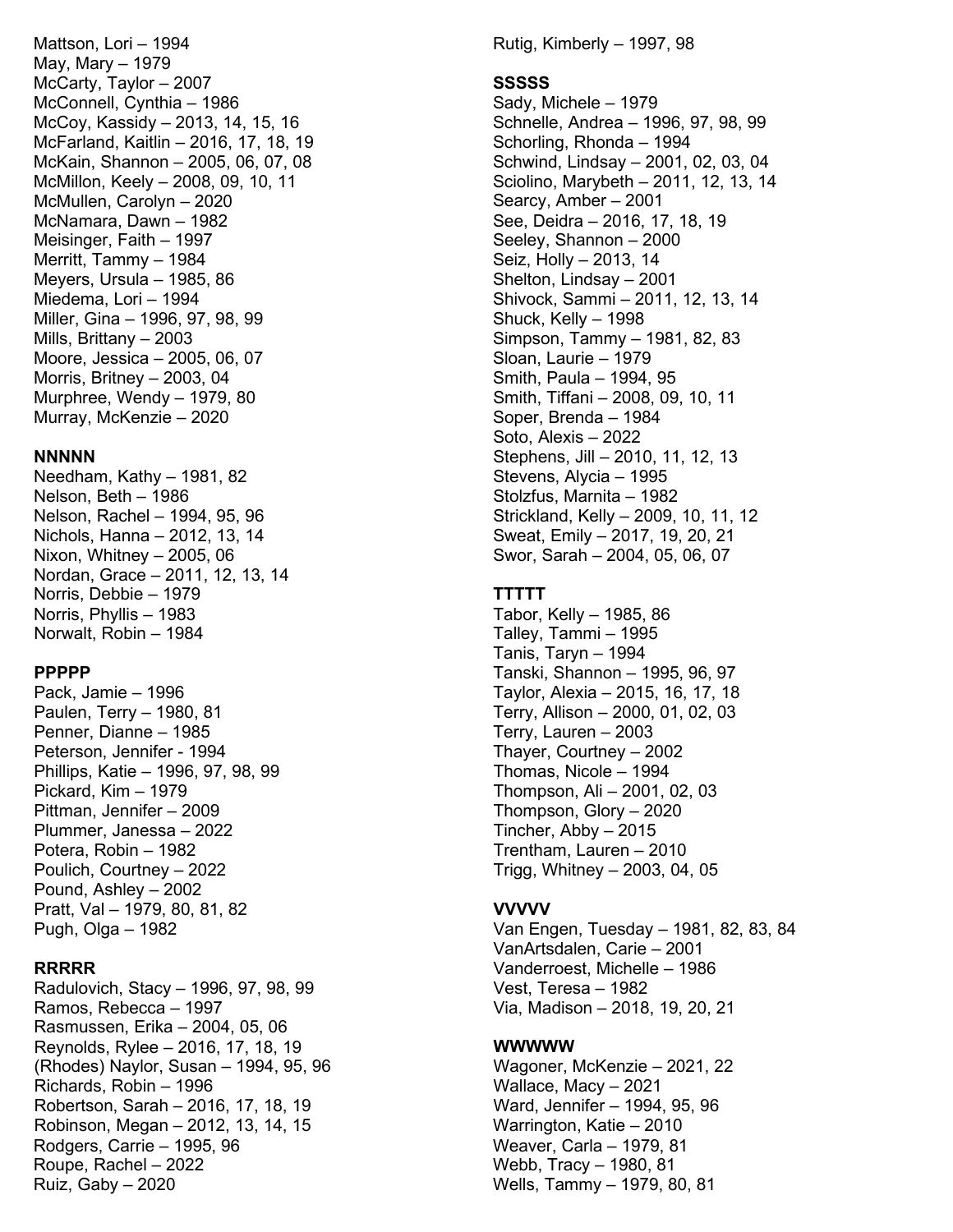Mattson, Lori – 1994
May, Mary – 1979
McCarty, Taylor – 2007
McConnell, Cynthia – 1986
McCoy, Kassidy – 2013, 14, 15, 16
McFarland, Kaitlin – 2016, 17, 18, 19
McKain, Shannon – 2005, 06, 07, 08
McMillon, Keely – 2008, 09, 10, 11
McMullen, Carolyn – 2020
McNamara, Dawn – 1982
Meisinger, Faith – 1997
Merritt, Tammy – 1984
Meyers, Ursula – 1985, 86
Miedema, Lori – 1994
Miller, Gina – 1996, 97, 98, 99
Mills, Brittany – 2003
Moore, Jessica – 2005, 06, 07
Morris, Britney – 2003, 04
Murphree, Wendy – 1979, 80
Murray, McKenzie – 2020

**NNNNN**

Needham, Kathy – 1981, 82
Nelson, Beth – 1986
Nelson, Rachel – 1994, 95, 96
Nichols, Hanna – 2012, 13, 14
Nixon, Whitney – 2005, 06
Nordan, Grace – 2011, 12, 13, 14
Norris, Debbie – 1979
Norris, Phyllis – 1983
Norwalt, Robin – 1984

**PPPPP**

Pack, Jamie – 1996
Paulen, Terry – 1980, 81
Penner, Dianne – 1985
Peterson, Jennifer - 1994
Phillips, Katie – 1996, 97, 98, 99
Pickard, Kim – 1979
Pittman, Jennifer – 2009
Plummer, Janessa – 2022
Potera, Robin – 1982
Poulich, Courtney – 2022
Pound, Ashley – 2002
Pratt, Val – 1979, 80, 81, 82
Pugh, Olga – 1982

**RRRRR**

Radulovich, Stacy – 1996, 97, 98, 99
Ramos, Rebecca – 1997
Rasmussen, Erika – 2004, 05, 06
Reynolds, Rylee – 2016, 17, 18, 19
(Rhodes) Naylor, Susan – 1994, 95, 96
Richards, Robin – 1996
Robertson, Sarah – 2016, 17, 18, 19
Robinson, Megan – 2012, 13, 14, 15
Rodgers, Carrie – 1995, 96
Roupe, Rachel – 2022
Ruiz, Gaby – 2020
Rutig, Kimberly – 1997, 98

**SSSSS**

Sady, Michele – 1979
Schnelle, Andrea – 1996, 97, 98, 99
Schorling, Rhonda – 1994
Schwind, Lindsay – 2001, 02, 03, 04
Sciolino, Marybeth – 2011, 12, 13, 14
Searcy, Amber – 2001
See, Deidra – 2016, 17, 18, 19
Seeley, Shannon – 2000
Seiz, Holly – 2013, 14
Shelton, Lindsay – 2001
Shivock, Sammi – 2011, 12, 13, 14
Shuck, Kelly – 1998
Simpson, Tammy – 1981, 82, 83
Sloan, Laurie – 1979
Smith, Paula – 1994, 95
Smith, Tiffani – 2008, 09, 10, 11
Soper, Brenda – 1984
Soto, Alexis – 2022
Stephens, Jill – 2010, 11, 12, 13
Stevens, Alycia – 1995
Stolzfus, Marnita – 1982
Strickland, Kelly – 2009, 10, 11, 12
Sweat, Emily – 2017, 19, 20, 21
Swor, Sarah – 2004, 05, 06, 07

**TTTTT**

Tabor, Kelly – 1985, 86
Talley, Tammi – 1995
Tanis, Taryn – 1994
Tanski, Shannon – 1995, 96, 97
Taylor, Alexia – 2015, 16, 17, 18
Terry, Allison – 2000, 01, 02, 03
Terry, Lauren – 2003
Thayer, Courtney – 2002
Thomas, Nicole – 1994
Thompson, Ali – 2001, 02, 03
Thompson, Glory – 2020
Tincher, Abby – 2015
Trentham, Lauren – 2010
Trigg, Whitney – 2003, 04, 05

**VVVVV**

Van Engen, Tuesday – 1981, 82, 83, 84
VanArtsdalen, Carie – 2001
Vanderroest, Michelle – 1986
Vest, Teresa – 1982
Via, Madison – 2018, 19, 20, 21

**WWWWW**

Wagoner, McKenzie – 2021, 22
Wallace, Macy – 2021
Ward, Jennifer – 1994, 95, 96
Warrington, Katie – 2010
Weaver, Carla – 1979, 81
Webb, Tracy – 1980, 81
Wells, Tammy – 1979, 80, 81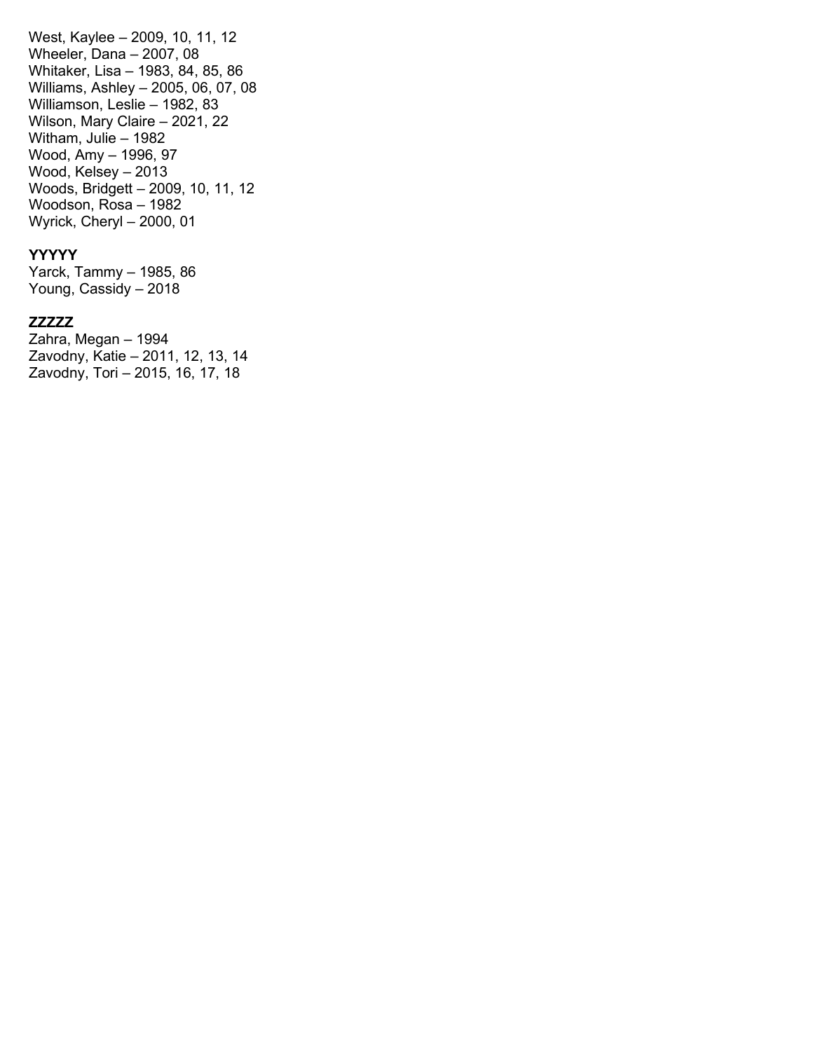West, Kaylee – 2009, 10, 11, 12
Wheeler, Dana – 2007, 08
Whitaker, Lisa – 1983, 84, 85, 86
Williams, Ashley – 2005, 06, 07, 08
Williamson, Leslie – 1982, 83
Wilson, Mary Claire – 2021, 22
Witham, Julie – 1982
Wood, Amy – 1996, 97
Wood, Kelsey – 2013
Woods, Bridgett – 2009, 10, 11, 12
Woodson, Rosa – 1982
Wyrick, Cheryl – 2000, 01

**YYYYY**
Yarck, Tammy – 1985, 86
Young, Cassidy – 2018

**ZZZZZ**
Zahra, Megan – 1994
Zavodny, Katie – 2011, 12, 13, 14
Zavodny, Tori – 2015, 16, 17, 18